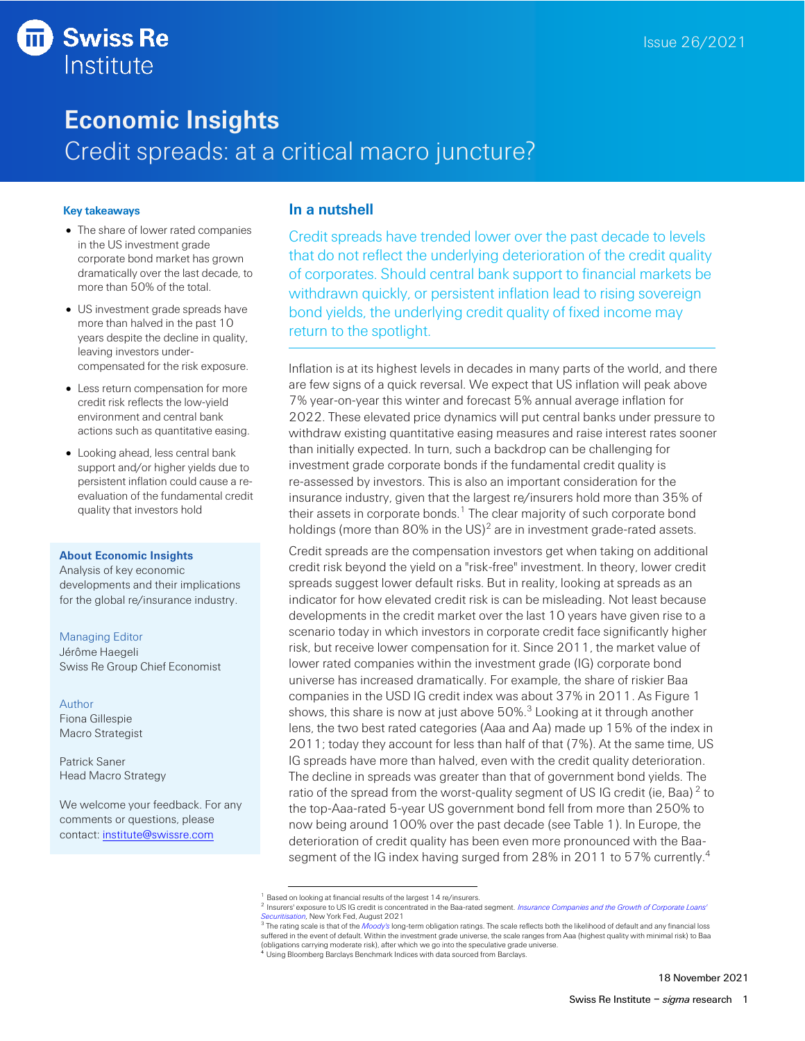Swiss Re Institute

Issue 26/2021

# Economic Insights

## Credit spreads: at a critical macro juncture?

### Key takeaways

- The share of lower rated companies in the US investment grade corporate bond market has grown dramatically over the last decade, to more than 50% of the total.
- US investment grade spreads have more than halved in the past 10 years despite the decline in quality, leaving investors under-compensated for the risk exposure.
- Less return compensation for more credit risk reflects the low-yield environment and central bank actions such as quantitative easing.
- Looking ahead, less central bank support and/or higher yields due to persistent inflation could cause a re-evaluation of the fundamental credit quality that investors hold

**About Economic Insights**
Analysis of key economic developments and their implications for the global re/insurance industry.

Managing Editor
Jérôme Haegeli
Swiss Re Group Chief Economist

Author
Fiona Gillespie
Macro Strategist

Patrick Saner
Head Macro Strategy

We welcome your feedback. For any comments or questions, please contact: institute@swissre.com

### In a nutshell

Credit spreads have trended lower over the past decade to levels that do not reflect the underlying deterioration of the credit quality of corporates. Should central bank support to financial markets be withdrawn quickly, or persistent inflation lead to rising sovereign bond yields, the underlying credit quality of fixed income may return to the spotlight.

Inflation is at its highest levels in decades in many parts of the world, and there are few signs of a quick reversal. We expect that US inflation will peak above 7% year-on-year this winter and forecast 5% annual average inflation for 2022. These elevated price dynamics will put central banks under pressure to withdraw existing quantitative easing measures and raise interest rates sooner than initially expected. In turn, such a backdrop can be challenging for investment grade corporate bonds if the fundamental credit quality is re-assessed by investors. This is also an important consideration for the insurance industry, given that the largest re/insurers hold more than 35% of their assets in corporate bonds.[1] The clear majority of such corporate bond holdings (more than 80% in the US)[2] are in investment grade-rated assets.

Credit spreads are the compensation investors get when taking on additional credit risk beyond the yield on a "risk-free" investment. In theory, lower credit spreads suggest lower default risks. But in reality, looking at spreads as an indicator for how elevated credit risk is can be misleading. Not least because developments in the credit market over the last 10 years have given rise to a scenario today in which investors in corporate credit face significantly higher risk, but receive lower compensation for it. Since 2011, the market value of lower rated companies within the investment grade (IG) corporate bond universe has increased dramatically. For example, the share of riskier Baa companies in the USD IG credit index was about 37% in 2011. As Figure 1 shows, this share is now at just above 50%.[3] Looking at it through another lens, the two best rated categories (Aaa and Aa) made up 15% of the index in 2011; today they account for less than half of that (7%). At the same time, US IG spreads have more than halved, even with the credit quality deterioration. The decline in spreads was greater than that of government bond yields. The ratio of the spread from the worst-quality segment of US IG credit (ie, Baa) [2] to the top-Aaa-rated 5-year US government bond fell from more than 250% to now being around 100% over the past decade (see Table 1). In Europe, the deterioration of credit quality has been even more pronounced with the Baa-segment of the IG index having surged from 28% in 2011 to 57% currently.[4]

---

[1] Based on looking at financial results of the largest 14 re/insurers.
[2] Insurers' exposure to US IG credit is concentrated in the Baa-rated segment. *Insurance Companies and the Growth of Corporate Loans' Securitisation*, New York Fed, August 2021
[3] The rating scale is that of the *Moody's* long-term obligation ratings. The scale reflects both the likelihood of default and any financial loss suffered in the event of default. Within the investment grade universe, the scale ranges from Aaa (highest quality with minimal risk) to Baa (obligations carrying moderate risk), after which we go into the speculative grade universe.
[4] Using Bloomberg Barclays Benchmark Indices with data sourced from Barclays.

18 November 2021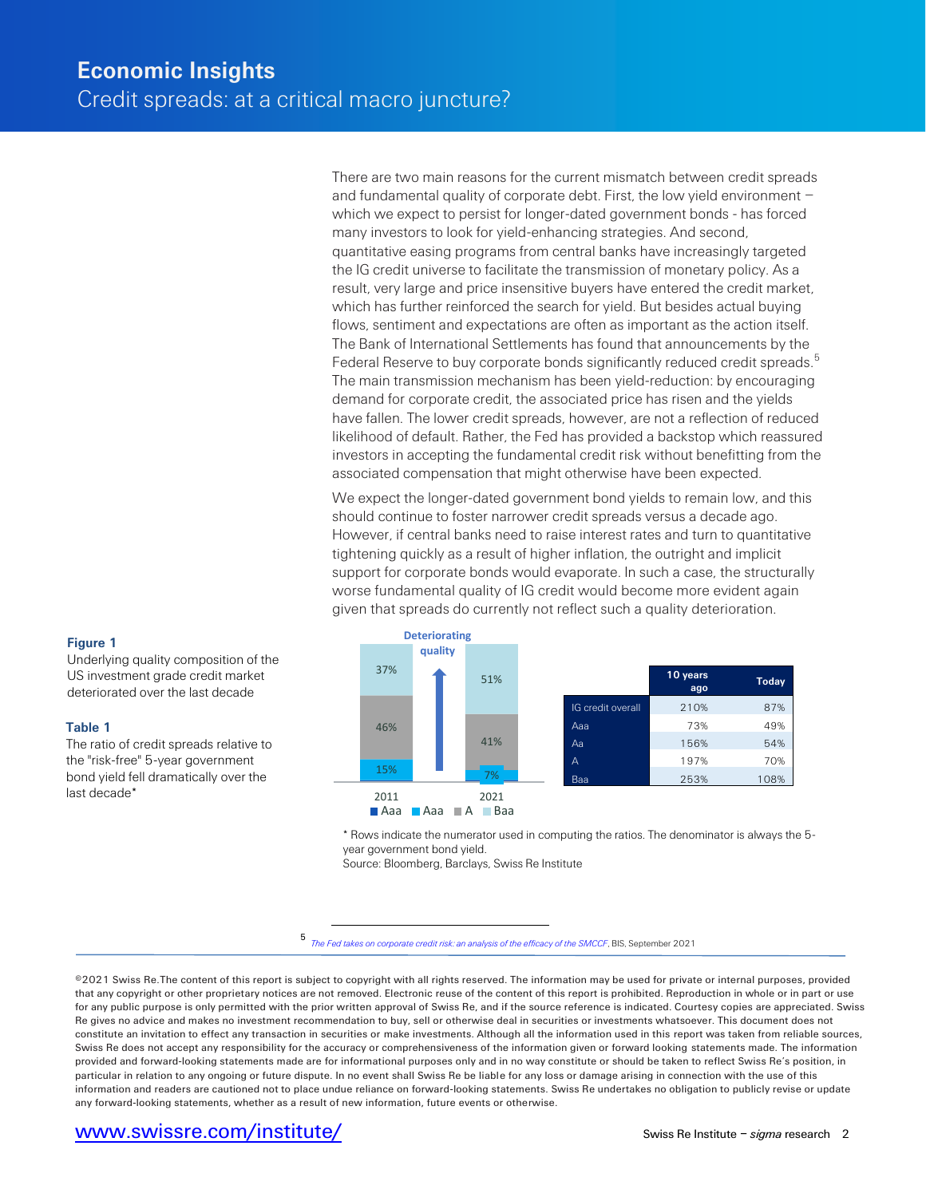## Economic Insights
Credit spreads: at a critical macro juncture?

There are two main reasons for the current mismatch between credit spreads and fundamental quality of corporate debt. First, the low yield environment – which we expect to persist for longer-dated government bonds - has forced many investors to look for yield-enhancing strategies. And second, quantitative easing programs from central banks have increasingly targeted the IG credit universe to facilitate the transmission of monetary policy. As a result, very large and price insensitive buyers have entered the credit market, which has further reinforced the search for yield. But besides actual buying flows, sentiment and expectations are often as important as the action itself. The Bank of International Settlements has found that announcements by the Federal Reserve to buy corporate bonds significantly reduced credit spreads.[5] The main transmission mechanism has been yield-reduction: by encouraging demand for corporate credit, the associated price has risen and the yields have fallen. The lower credit spreads, however, are not a reflection of reduced likelihood of default. Rather, the Fed has provided a backstop which reassured investors in accepting the fundamental credit risk without benefitting from the associated compensation that might otherwise have been expected.

We expect the longer-dated government bond yields to remain low, and this should continue to foster narrower credit spreads versus a decade ago. However, if central banks need to raise interest rates and turn to quantitative tightening quickly as a result of higher inflation, the outright and implicit support for corporate bonds would evaporate. In such a case, the structurally worse fundamental quality of IG credit would become more evident again given that spreads do currently not reflect such a quality deterioration.

**Figure 1**
Underlying quality composition of the US investment grade credit market deteriorated over the last decade

Deteriorating quality

37%
46%
15%
51%
41%
7%

2011
2021

Aaa Aaa A Baa

**Table 1**
The ratio of credit spreads relative to the "risk-free" 5-year government bond yield fell dramatically over the last decade*

| | 10 years ago | Today |
|---|---|---|
| IG credit overall | 210% | 87% |
| Aaa | 73% | 49% |
| Aa | 156% | 54% |
| A | 197% | 70% |
| Baa | 253% | 108% |

* Rows indicate the numerator used in computing the ratios. The denominator is always the 5-year government bond yield.
Source: Bloomberg, Barclays, Swiss Re Institute

[5] *The Fed takes on corporate credit risk: an analysis of the efficacy of the SMCCF*, BIS, September 2021

©2021 Swiss Re.The content of this report is subject to copyright with all rights reserved. The information may be used for private or internal purposes, provided that any copyright or other proprietary notices are not removed. Electronic reuse of the content of this report is prohibited. Reproduction in whole or in part or use for any public purpose is only permitted with the prior written approval of Swiss Re, and if the source reference is indicated. Courtesy copies are appreciated. Swiss Re gives no advice and makes no investment recommendation to buy, sell or otherwise deal in securities or investments whatsoever. This document does not constitute an invitation to effect any transaction in securities or make investments. Although all the information used in this report was taken from reliable sources, Swiss Re does not accept any responsibility for the accuracy or comprehensiveness of the information given or forward looking statements made. The information provided and forward-looking statements made are for informational purposes only and in no way constitute or should be taken to reflect Swiss Re's position, in particular in relation to any ongoing or future dispute. In no event shall Swiss Re be liable for any loss or damage arising in connection with the use of this information and readers are cautioned not to place undue reliance on forward-looking statements. Swiss Re undertakes no obligation to publicly revise or update any forward-looking statements, whether as a result of new information, future events or otherwise.

www.swissre.com/institute/

Swiss Re Institute – *sigma* research